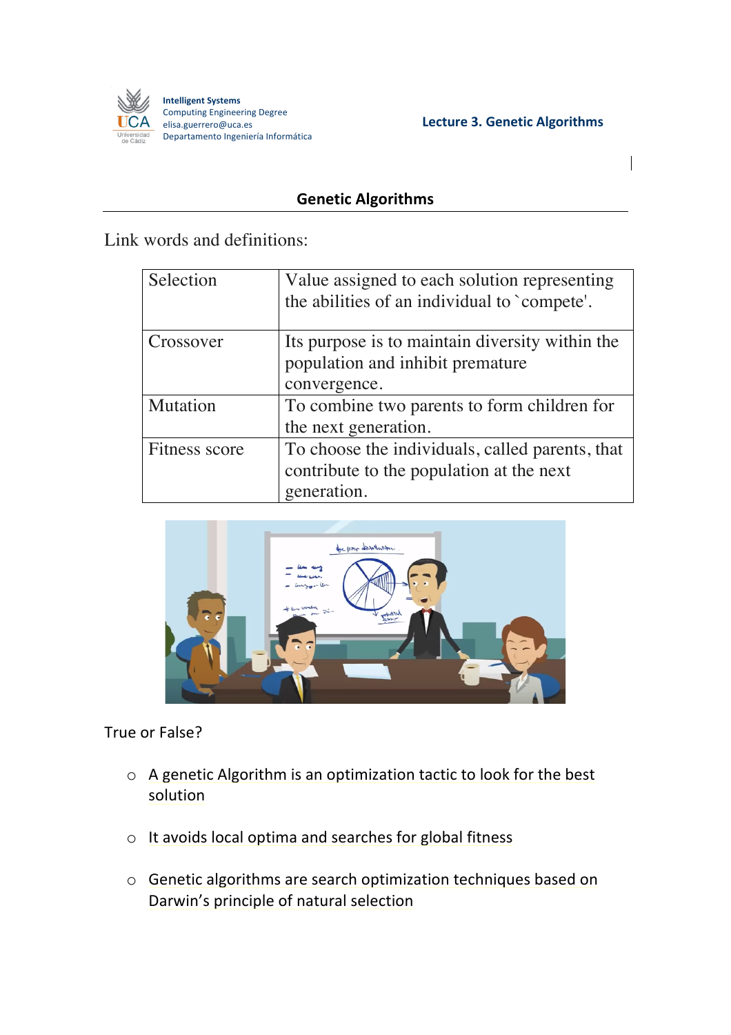# Genetic Algorithms

Link words and definitions:

| Selection | Value assigned to each solution representing the abilities of an individual to `compete'. |
|---|---|
| Crossover | Its purpose is to maintain diversity within the population and inhibit premature convergence. |
| Mutation | To combine two parents to form children for the next generation. |
| Fitness score | To choose the individuals, called parents, that contribute to the population at the next generation. |

True or False?

- A genetic Algorithm is an optimization tactic to look for the best solution
- It avoids local optima and searches for global fitness
- Genetic algorithms are search optimization techniques based on Darwin's principle of natural selection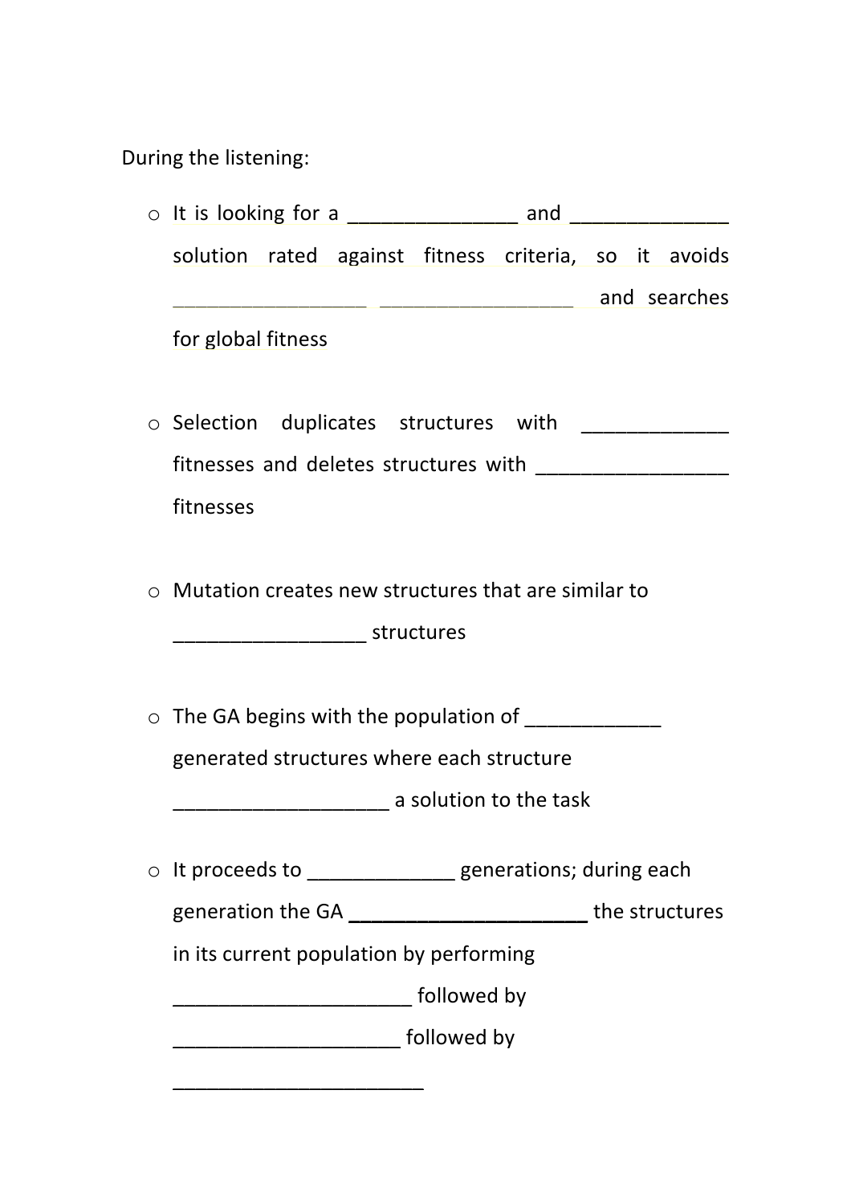During the listening:

- It is looking for a _______________ and ______________ solution rated against fitness criteria, so it avoids __________________ __________________ and searches for global fitness

- Selection duplicates structures with _____________ fitnesses and deletes structures with _________________ fitnesses

- Mutation creates new structures that are similar to _________________ structures

- The GA begins with the population of ____________ generated structures where each structure ___________________ a solution to the task

- It proceeds to _____________ generations; during each generation the GA _____________________ the structures in its current population by performing _____________________ followed by ____________________ followed by ______________________